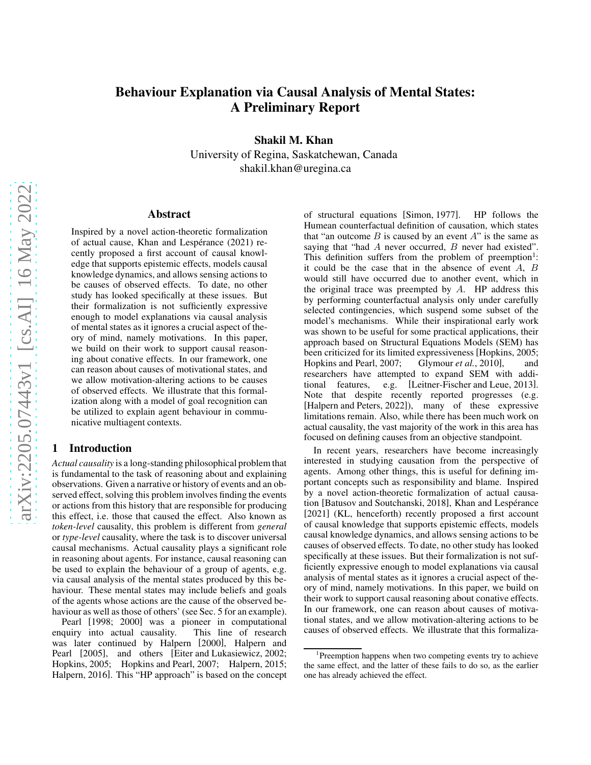# Behaviour Explanation via Causal Analysis of Mental States: A Preliminary Report

**Shakil M. Khan**
University of Regina, Saskatchewan, Canada
shakil.khan@uregina.ca

## Abstract

Inspired by a novel action-theoretic formalization of actual cause, Khan and Lespérance (2021) recently proposed a first account of causal knowledge that supports epistemic effects, models causal knowledge dynamics, and allows sensing actions to be causes of observed effects. To date, no other study has looked specifically at these issues. But their formalization is not sufficiently expressive enough to model explanations via causal analysis of mental states as it ignores a crucial aspect of theory of mind, namely motivations. In this paper, we build on their work to support causal reasoning about conative effects. In our framework, one can reason about causes of motivational states, and we allow motivation-altering actions to be causes of observed effects. We illustrate that this formalization along with a model of goal recognition can be utilized to explain agent behaviour in communicative multiagent contexts.

## 1 Introduction

*Actual causality* is a long-standing philosophical problem that is fundamental to the task of reasoning about and explaining observations. Given a narrative or history of events and an observed effect, solving this problem involves finding the events or actions from this history that are responsible for producing this effect, i.e. those that caused the effect. Also known as *token-level* causality, this problem is different from *general* or *type-level* causality, where the task is to discover universal causal mechanisms. Actual causality plays a significant role in reasoning about agents. For instance, causal reasoning can be used to explain the behaviour of a group of agents, e.g. via causal analysis of the mental states produced by this behaviour. These mental states may include beliefs and goals of the agents whose actions are the cause of the observed behaviour as well as those of others' (see Sec. 5 for an example).

Pearl [1998; 2000] was a pioneer in computational enquiry into actual causality. This line of research was later continued by Halpern [2000], Halpern and Pearl [2005], and others [Eiter and Lukasiewicz, 2002; Hopkins, 2005; Hopkins and Pearl, 2007; Halpern, 2015; Halpern, 2016]. This "HP approach" is based on the concept of structural equations [Simon, 1977]. HP follows the Humean counterfactual definition of causation, which states that "an outcome $B$ is caused by an event $A$" is the same as saying that "had $A$ never occurred, $B$ never had existed". This definition suffers from the problem of preemption[1]: it could be the case that in the absence of event $A$, $B$ would still have occurred due to another event, which in the original trace was preempted by $A$. HP address this by performing counterfactual analysis only under carefully selected contingencies, which suspend some subset of the model's mechanisms. While their inspirational early work was shown to be useful for some practical applications, their approach based on Structural Equations Models (SEM) has been criticized for its limited expressiveness [Hopkins, 2005; Hopkins and Pearl, 2007; Glymour *et al.*, 2010], and researchers have attempted to expand SEM with additional features, e.g. [Leitner-Fischer and Leue, 2013]. Note that despite recently reported progresses (e.g. [Halpern and Peters, 2022]), many of these expressive limitations remain. Also, while there has been much work on actual causality, the vast majority of the work in this area has focused on defining causes from an objective standpoint.

In recent years, researchers have become increasingly interested in studying causation from the perspective of agents. Among other things, this is useful for defining important concepts such as responsibility and blame. Inspired by a novel action-theoretic formalization of actual causation [Batusov and Soutchanski, 2018], Khan and Lespérance [2021] (KL, henceforth) recently proposed a first account of causal knowledge that supports epistemic effects, models causal knowledge dynamics, and allows sensing actions to be causes of observed effects. To date, no other study has looked specifically at these issues. But their formalization is not sufficiently expressive enough to model explanations via causal analysis of mental states as it ignores a crucial aspect of theory of mind, namely motivations. In this paper, we build on their work to support causal reasoning about conative effects. In our framework, one can reason about causes of motivational states, and we allow motivation-altering actions to be causes of observed effects. We illustrate that this formaliza-

[1] Preemption happens when two competing events try to achieve the same effect, and the latter of these fails to do so, as the earlier one has already achieved the effect.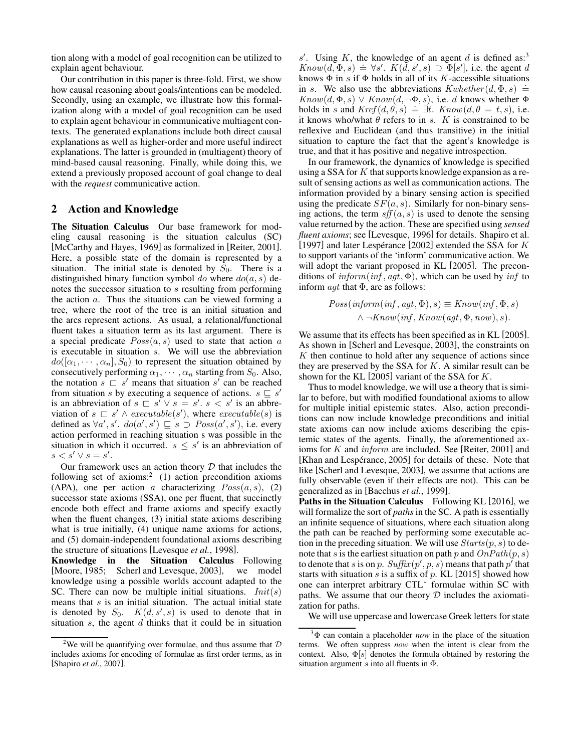tion along with a model of goal recognition can be utilized to explain agent behaviour.

Our contribution in this paper is three-fold. First, we show how causal reasoning about goals/intentions can be modeled. Secondly, using an example, we illustrate how this formalization along with a model of goal recognition can be used to explain agent behaviour in communicative multiagent contexts. The generated explanations include both direct causal explanations as well as higher-order and more useful indirect explanations. The latter is grounded in (multiagent) theory of mind-based causal reasoning. Finally, while doing this, we extend a previously proposed account of goal change to deal with the *request* communicative action.

## 2 Action and Knowledge

**The Situation Calculus** Our base framework for modeling causal reasoning is the situation calculus (SC) [McCarthy and Hayes, 1969] as formalized in [Reiter, 2001]. Here, a possible state of the domain is represented by a situation. The initial state is denoted by $S_0$. There is a distinguished binary function symbol $do$ where $do(a, s)$ denotes the successor situation to $s$ resulting from performing the action $a$. Thus the situations can be viewed forming a tree, where the root of the tree is an initial situation and the arcs represent actions. As usual, a relational/functional fluent takes a situation term as its last argument. There is a special predicate $Poss(a, s)$ used to state that action $a$ is executable in situation $s$. We will use the abbreviation $do([\alpha_1, \cdots, \alpha_n], S_0)$ to represent the situation obtained by consecutively performing $\alpha_1, \cdots, \alpha_n$ starting from $S_0$. Also, the notation $s \sqsubset s'$ means that situation $s'$ can be reached from situation $s$ by executing a sequence of actions. $s \sqsubseteq s'$ is an abbreviation of $s \sqsubset s' \lor s = s'$. $s < s'$ is an abbreviation of $s \sqsubset s' \land executable(s')$, where $executable(s)$ is defined as $\forall a', s'.\ do(a', s') \sqsubseteq s \supset Poss(a', s')$, i.e. every action performed in reaching situation s was possible in the situation in which it occurred. $s \leq s'$ is an abbreviation of $s < s' \lor s = s'$.

Our framework uses an action theory $\mathcal{D}$ that includes the following set of axioms:[2] (1) action precondition axioms (APA), one per action $a$ characterizing $Poss(a, s)$, (2) successor state axioms (SSA), one per fluent, that succinctly encode both effect and frame axioms and specify exactly when the fluent changes, (3) initial state axioms describing what is true initially, (4) unique name axioms for actions, and (5) domain-independent foundational axioms describing the structure of situations [Levesque *et al.*, 1998].

**Knowledge in the Situation Calculus** Following [Moore, 1985; Scherl and Levesque, 2003], we model knowledge using a possible worlds account adapted to the SC. There can now be multiple initial situations. $Init(s)$ means that $s$ is an initial situation. The actual initial state is denoted by $S_0$. $K(d, s', s)$ is used to denote that in situation $s$, the agent $d$ thinks that it could be in situation $s'$. Using $K$, the knowledge of an agent $d$ is defined as:[3] $Know(d, \Phi, s) \doteq \forall s'.\ K(d, s', s) \supset \Phi[s']$, i.e. the agent $d$ knows $\Phi$ in $s$ if $\Phi$ holds in all of its $K$-accessible situations in $s$. We also use the abbreviations $Kwhether(d, \Phi, s) \doteq Know(d, \Phi, s) \lor Know(d, \neg\Phi, s)$, i.e. $d$ knows whether $\Phi$ holds in $s$ and $Kref(d, \theta, s) \doteq \exists t.\ Know(d, \theta = t, s)$, i.e. it knows who/what $\theta$ refers to in $s$. $K$ is constrained to be reflexive and Euclidean (and thus transitive) in the initial situation to capture the fact that the agent's knowledge is true, and that it has positive and negative introspection.

In our framework, the dynamics of knowledge is specified using a SSA for $K$ that supports knowledge expansion as a result of sensing actions as well as communication actions. The information provided by a binary sensing action is specified using the predicate $SF(a, s)$. Similarly for non-binary sensing actions, the term $sff(a, s)$ is used to denote the sensing value returned by the action. These are specified using *sensed fluent axioms*; see [Levesque, 1996] for details. Shapiro et al. [1997] and later Lespérance [2002] extended the SSA for $K$ to support variants of the 'inform' communicative action. We will adopt the variant proposed in KL [2005]. The preconditions of $inform(inf, agt, \Phi)$, which can be used by $inf$ to inform $agt$ that $\Phi$, are as follows:

$$Poss(inform(inf, agt, \Phi), s) \equiv Know(inf, \Phi, s) \land \neg Know(inf, Know(agt, \Phi, now), s).$$

We assume that its effects has been specified as in KL [2005]. As shown in [Scherl and Levesque, 2003], the constraints on $K$ then continue to hold after any sequence of actions since they are preserved by the SSA for $K$. A similar result can be shown for the KL [2005] variant of the SSA for $K$.

Thus to model knowledge, we will use a theory that is similar to before, but with modified foundational axioms to allow for multiple initial epistemic states. Also, action preconditions can now include knowledge preconditions and initial state axioms can now include axioms describing the epistemic states of the agents. Finally, the aforementioned axioms for $K$ and $inform$ are included. See [Reiter, 2001] and [Khan and Lespérance, 2005] for details of these. Note that like [Scherl and Levesque, 2003], we assume that actions are fully observable (even if their effects are not). This can be generalized as in [Bacchus *et al.*, 1999].

**Paths in the Situation Calculus** Following KL [2016], we will formalize the sort of *paths* in the SC. A path is essentially an infinite sequence of situations, where each situation along the path can be reached by performing some executable action in the preceding situation. We will use $Starts(p, s)$ to denote that $s$ is the earliest situation on path $p$ and $OnPath(p, s)$ to denote that $s$ is on $p$. $Suffix(p', p, s)$ means that path $p'$ that starts with situation $s$ is a suffix of $p$. KL [2015] showed how one can interpret arbitrary CTL$^*$ formulae within SC with paths. We assume that our theory $\mathcal{D}$ includes the axiomatization for paths.

We will use uppercase and lowercase Greek letters for state

[2] We will be quantifying over formulae, and thus assume that $\mathcal{D}$ includes axioms for encoding of formulae as first order terms, as in [Shapiro *et al.*, 2007].

[3] $\Phi$ can contain a placeholder *now* in the place of the situation terms. We often suppress *now* when the intent is clear from the context. Also, $\Phi[s]$ denotes the formula obtained by restoring the situation argument $s$ into all fluents in $\Phi$.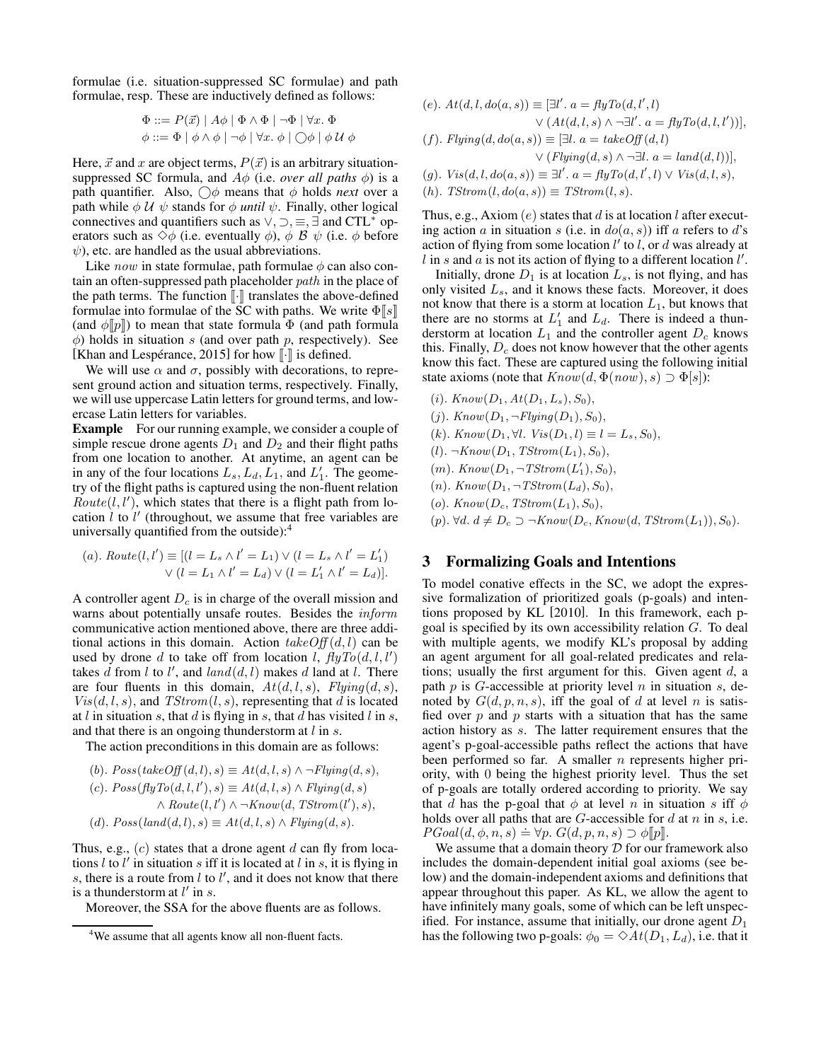formulae (i.e. situation-suppressed SC formulae) and path formulae, resp. These are inductively defined as follows:

$$\Phi ::= P(\vec{x}) \mid A\phi \mid \Phi \wedge \Phi \mid \neg\Phi \mid \forall x.\ \Phi$$
$$\phi ::= \Phi \mid \phi \wedge \phi \mid \neg\phi \mid \forall x.\ \phi \mid \bigcirc\phi \mid \phi\ \mathcal{U}\ \phi$$

Here, $\vec{x}$ and $x$ are object terms, $P(\vec{x})$ is an arbitrary situation-suppressed SC formula, and $A\phi$ (i.e. *over all paths* $\phi$) is a path quantifier. Also, $\bigcirc\phi$ means that $\phi$ holds *next* over a path while $\phi\ \mathcal{U}\ \psi$ stands for $\phi$ *until* $\psi$. Finally, other logical connectives and quantifiers such as $\vee, \supset, \equiv, \exists$ and CTL$^*$ operators such as $\Diamond\phi$ (i.e. eventually $\phi$), $\phi\ \mathcal{B}\ \psi$ (i.e. $\phi$ before $\psi$), etc. are handled as the usual abbreviations.

Like $now$ in state formulae, path formulae $\phi$ can also contain an often-suppressed path placeholder $path$ in the place of the path terms. The function $[\![\cdot]\!]$ translates the above-defined formulae into formulae of the SC with paths. We write $\Phi[\![s]\!]$ (and $\phi[\![p]\!]$) to mean that state formula $\Phi$ (and path formula $\phi$) holds in situation $s$ (and over path $p$, respectively). See [Khan and Lespérance, 2015] for how $[\![\cdot]\!]$ is defined.

We will use $\alpha$ and $\sigma$, possibly with decorations, to represent ground action and situation terms, respectively. Finally, we will use uppercase Latin letters for ground terms, and lowercase Latin letters for variables.

**Example** For our running example, we consider a couple of simple rescue drone agents $D_1$ and $D_2$ and their flight paths from one location to another. At anytime, an agent can be in any of the four locations $L_s, L_d, L_1$, and $L'_1$. The geometry of the flight paths is captured using the non-fluent relation $Route(l, l')$, which states that there is a flight path from location $l$ to $l'$ (throughout, we assume that free variables are universally quantified from the outside):[4]

$$(a).\ Route(l,l') \equiv [(l = L_s \wedge l' = L_1) \vee (l = L_s \wedge l' = L'_1) \vee (l = L_1 \wedge l' = L_d) \vee (l = L'_1 \wedge l' = L_d)].$$

A controller agent $D_c$ is in charge of the overall mission and warns about potentially unsafe routes. Besides the $inform$ communicative action mentioned above, there are three additional actions in this domain. Action $takeOff(d, l)$ can be used by drone $d$ to take off from location $l$, $flyTo(d, l, l')$ takes $d$ from $l$ to $l'$, and $land(d, l)$ makes $d$ land at $l$. There are four fluents in this domain, $At(d, l, s)$, $Flying(d, s)$, $Vis(d, l, s)$, and $TStrom(l, s)$, representing that $d$ is located at $l$ in situation $s$, that $d$ is flying in $s$, that $d$ has visited $l$ in $s$, and that there is an ongoing thunderstorm at $l$ in $s$.

The action preconditions in this domain are as follows:

$$(b).\ Poss(takeOff(d,l), s) \equiv At(d,l,s) \wedge \neg Flying(d,s),$$
$$(c).\ Poss(flyTo(d,l,l'), s) \equiv At(d,l,s) \wedge Flying(d,s) \wedge Route(l,l') \wedge \neg Know(d, TStrom(l'), s),$$
$$(d).\ Poss(land(d,l), s) \equiv At(d,l,s) \wedge Flying(d,s).$$

Thus, e.g., $(c)$ states that a drone agent $d$ can fly from locations $l$ to $l'$ in situation $s$ iff it is located at $l$ in $s$, it is flying in $s$, there is a route from $l$ to $l'$, and it does not know that there is a thunderstorm at $l'$ in $s$.

Moreover, the SSA for the above fluents are as follows.

$$(e).\ At(d,l,do(a,s)) \equiv [\exists l'.\ a = flyTo(d,l',l) \vee (At(d,l,s) \wedge \neg\exists l'.\ a = flyTo(d,l,l'))],$$
$$(f).\ Flying(d, do(a,s)) \equiv [\exists l.\ a = takeOff(d,l) \vee (Flying(d,s) \wedge \neg\exists l.\ a = land(d,l))],$$
$$(g).\ Vis(d,l,do(a,s)) \equiv \exists l'.\ a = flyTo(d,l',l) \vee Vis(d,l,s),$$
$$(h).\ TStrom(l, do(a,s)) \equiv TStrom(l,s).$$

Thus, e.g., Axiom $(e)$ states that $d$ is at location $l$ after executing action $a$ in situation $s$ (i.e. in $do(a, s)$) iff $a$ refers to $d$'s action of flying from some location $l'$ to $l$, or $d$ was already at $l$ in $s$ and $a$ is not its action of flying to a different location $l'$.

Initially, drone $D_1$ is at location $L_s$, is not flying, and has only visited $L_s$, and it knows these facts. Moreover, it does not know that there is a storm at location $L_1$, but knows that there are no storms at $L'_1$ and $L_d$. There is indeed a thunderstorm at location $L_1$ and the controller agent $D_c$ knows this. Finally, $D_c$ does not know however that the other agents know this fact. These are captured using the following initial state axioms (note that $Know(d, \Phi(now), s) \supset \Phi[s]$):

- $(i).\ Know(D_1, At(D_1, L_s), S_0)$,
- $(j).\ Know(D_1, \neg Flying(D_1), S_0)$,
- $(k).\ Know(D_1, \forall l.\ Vis(D_1, l) \equiv l = L_s, S_0)$,
- $(l).\ \neg Know(D_1, TStrom(L_1), S_0)$,
- $(m).\ Know(D_1, \neg TStrom(L'_1), S_0)$,
- $(n).\ Know(D_1, \neg TStrom(L_d), S_0)$,
- $(o).\ Know(D_c, TStrom(L_1), S_0)$,
- $(p).\ \forall d.\ d \neq D_c \supset \neg Know(D_c, Know(d, TStrom(L_1)), S_0)$.

## 3 Formalizing Goals and Intentions

To model conative effects in the SC, we adopt the expressive formalization of prioritized goals (p-goals) and intentions proposed by KL [2010]. In this framework, each p-goal is specified by its own accessibility relation $G$. To deal with multiple agents, we modify KL's proposal by adding an agent argument for all goal-related predicates and relations; usually the first argument for this. Given agent $d$, a path $p$ is $G$-accessible at priority level $n$ in situation $s$, denoted by $G(d, p, n, s)$, iff the goal of $d$ at level $n$ is satisfied over $p$ and $p$ starts with a situation that has the same action history as $s$. The latter requirement ensures that the agent's p-goal-accessible paths reflect the actions that have been performed so far. A smaller $n$ represents higher priority, with 0 being the highest priority level. Thus the set of p-goals are totally ordered according to priority. We say that $d$ has the p-goal that $\phi$ at level $n$ in situation $s$ iff $\phi$ holds over all paths that are $G$-accessible for $d$ at $n$ in $s$, i.e. $PGoal(d, \phi, n, s) \doteq \forall p.\ G(d, p, n, s) \supset \phi[\![p]\!]$.

We assume that a domain theory $\mathcal{D}$ for our framework also includes the domain-dependent initial goal axioms (see below) and the domain-independent axioms and definitions that appear throughout this paper. As KL, we allow the agent to have infinitely many goals, some of which can be left unspecified. For instance, assume that initially, our drone agent $D_1$ has the following two p-goals: $\phi_0 = \Diamond At(D_1, L_d)$, i.e. that it

[4] We assume that all agents know all non-fluent facts.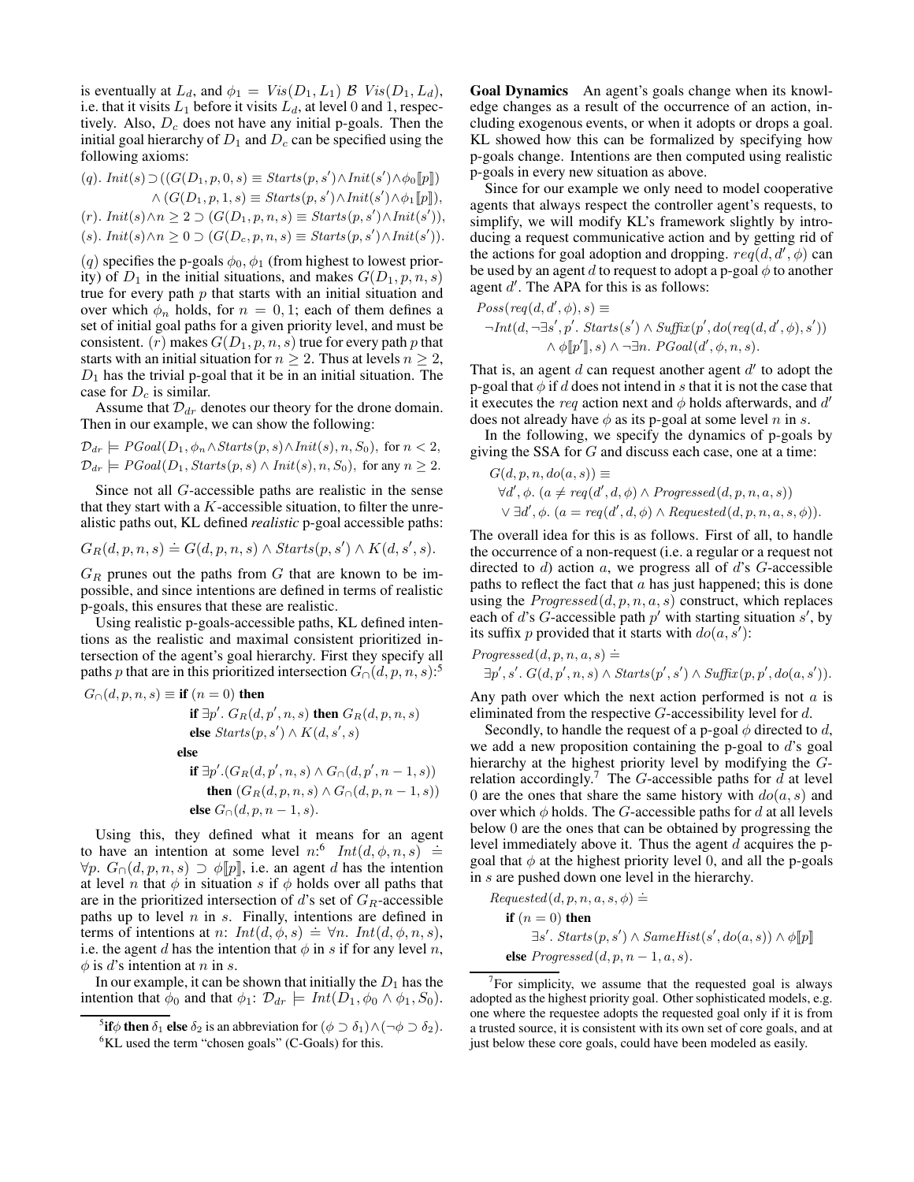is eventually at $L_d$, and $\phi_1 = Vis(D_1, L_1) \mathcal{B}\ Vis(D_1, L_d)$, i.e. that it visits $L_1$ before it visits $L_d$, at level 0 and 1, respectively. Also, $D_c$ does not have any initial p-goals. Then the initial goal hierarchy of $D_1$ and $D_c$ can be specified using the following axioms:

$$
\begin{aligned}
&(q).\ Init(s) \supset ((G(D_1, p, 0, s) \equiv Starts(p, s') \wedge Init(s') \wedge \phi_0[\![p]\!]) \\
&\qquad \wedge (G(D_1, p, 1, s) \equiv Starts(p, s') \wedge Init(s') \wedge \phi_1[\![p]\!]), \\
&(r).\ Init(s) \wedge n \geq 2 \supset (G(D_1, p, n, s) \equiv Starts(p, s') \wedge Init(s')), \\
&(s).\ Init(s) \wedge n \geq 0 \supset (G(D_c, p, n, s) \equiv Starts(p, s') \wedge Init(s')).
\end{aligned}
$$

$(q)$ specifies the p-goals $\phi_0, \phi_1$ (from highest to lowest priority) of $D_1$ in the initial situations, and makes $G(D_1, p, n, s)$ true for every path $p$ that starts with an initial situation and over which $\phi_n$ holds, for $n = 0, 1$; each of them defines a set of initial goal paths for a given priority level, and must be consistent. $(r)$ makes $G(D_1, p, n, s)$ true for every path $p$ that starts with an initial situation for $n \geq 2$. Thus at levels $n \geq 2$, $D_1$ has the trivial p-goal that it be in an initial situation. The case for $D_c$ is similar.

Assume that $\mathcal{D}_{dr}$ denotes our theory for the drone domain. Then in our example, we can show the following:

$$\mathcal{D}_{dr} \models PGoal(D_1, \phi_n \wedge Starts(p, s) \wedge Init(s), n, S_0), \text{ for } n < 2,$$
$$\mathcal{D}_{dr} \models PGoal(D_1, Starts(p, s) \wedge Init(s), n, S_0), \text{ for any } n \geq 2.$$

Since not all $G$-accessible paths are realistic in the sense that they start with a $K$-accessible situation, to filter the unrealistic paths out, KL defined *realistic* p-goal accessible paths:

$$G_R(d, p, n, s) \doteq G(d, p, n, s) \wedge Starts(p, s') \wedge K(d, s', s).$$

$G_R$ prunes out the paths from $G$ that are known to be impossible, and since intentions are defined in terms of realistic p-goals, this ensures that these are realistic.

Using realistic p-goals-accessible paths, KL defined intentions as the realistic and maximal consistent prioritized intersection of the agent's goal hierarchy. First they specify all paths $p$ that are in this prioritized intersection $G_\cap(d, p, n, s)$:[5]

$$
\begin{aligned}
G_\cap(d, p, n, s) \equiv\ & \textbf{if } (n = 0) \textbf{ then} \\
& \quad \textbf{if } \exists p'.\ G_R(d, p', n, s) \textbf{ then } G_R(d, p, n, s) \\
& \quad \textbf{else } Starts(p, s') \wedge K(d, s', s) \\
& \textbf{else} \\
& \quad \textbf{if } \exists p'.(G_R(d, p', n, s) \wedge G_\cap(d, p', n-1, s)) \\
& \qquad \textbf{then } (G_R(d, p, n, s) \wedge G_\cap(d, p, n-1, s)) \\
& \quad \textbf{else } G_\cap(d, p, n-1, s).
\end{aligned}
$$

Using this, they defined what it means for an agent to have an intention at some level $n$:[6] $Int(d, \phi, n, s) \doteq \forall p.\ G_\cap(d, p, n, s) \supset \phi[\![p]\!]$, i.e. an agent $d$ has the intention at level $n$ that $\phi$ in situation $s$ if $\phi$ holds over all paths that are in the prioritized intersection of $d$'s set of $G_R$-accessible paths up to level $n$ in $s$. Finally, intentions are defined in terms of intentions at $n$: $Int(d, \phi, s) \doteq \forall n.\ Int(d, \phi, n, s)$, i.e. the agent $d$ has the intention that $\phi$ in $s$ if for any level $n$, $\phi$ is $d$'s intention at $n$ in $s$.

In our example, it can be shown that initially the $D_1$ has the intention that $\phi_0$ and that $\phi_1$: $\mathcal{D}_{dr} \models Int(D_1, \phi_0 \wedge \phi_1, S_0)$.

[5] **if** $\phi$ **then** $\delta_1$ **else** $\delta_2$ is an abbreviation for $(\phi \supset \delta_1) \wedge (\neg\phi \supset \delta_2)$.

[6] KL used the term "chosen goals" (C-Goals) for this.

**Goal Dynamics** An agent's goals change when its knowledge changes as a result of the occurrence of an action, including exogenous events, or when it adopts or drops a goal. KL showed how this can be formalized by specifying how p-goals change. Intentions are then computed using realistic p-goals in every new situation as above.

Since for our example we only need to model cooperative agents that always respect the controller agent's requests, to simplify, we will modify KL's framework slightly by introducing a request communicative action and by getting rid of the actions for goal adoption and dropping. $req(d, d', \phi)$ can be used by an agent $d$ to request to adopt a p-goal $\phi$ to another agent $d'$. The APA for this is as follows:

$$
\begin{aligned}
&Poss(req(d, d', \phi), s) \equiv \\
&\quad \neg Int(d, \neg\exists s', p'.\ Starts(s') \wedge Suffix(p', do(req(d, d', \phi), s')) \\
&\qquad \wedge \phi[\![p']\!], s) \wedge \neg\exists n.\ PGoal(d', \phi, n, s).
\end{aligned}
$$

That is, an agent $d$ can request another agent $d'$ to adopt the p-goal that $\phi$ if $d$ does not intend in $s$ that it is not the case that it executes the *req* action next and $\phi$ holds afterwards, and $d'$ does not already have $\phi$ as its p-goal at some level $n$ in $s$.

In the following, we specify the dynamics of p-goals by giving the SSA for $G$ and discuss each case, one at a time:

$$
\begin{aligned}
&G(d, p, n, do(a, s)) \equiv \\
&\quad \forall d', \phi.\ (a \neq req(d', d, \phi) \wedge Progressed(d, p, n, a, s)) \\
&\quad \vee \exists d', \phi.\ (a = req(d', d, \phi) \wedge Requested(d, p, n, a, s, \phi)).
\end{aligned}
$$

The overall idea for this is as follows. First of all, to handle the occurrence of a non-request (i.e. a regular or a request not directed to $d$) action $a$, we progress all of $d$'s $G$-accessible paths to reflect the fact that $a$ has just happened; this is done using the $Progressed(d, p, n, a, s)$ construct, which replaces each of $d$'s $G$-accessible path $p'$ with starting situation $s'$, by its suffix $p$ provided that it starts with $do(a, s')$:

$$
\begin{aligned}
&Progressed(d, p, n, a, s) \doteq \\
&\quad \exists p', s'.\ G(d, p', n, s) \wedge Starts(p', s') \wedge Suffix(p, p', do(a, s')).
\end{aligned}
$$

Any path over which the next action performed is not $a$ is eliminated from the respective $G$-accessibility level for $d$.

Secondly, to handle the request of a p-goal $\phi$ directed to $d$, we add a new proposition containing the p-goal to $d$'s goal hierarchy at the highest priority level by modifying the $G$-relation accordingly.[7] The $G$-accessible paths for $d$ at level 0 are the ones that share the same history with $do(a, s)$ and over which $\phi$ holds. The $G$-accessible paths for $d$ at all levels below 0 are the ones that can be obtained by progressing the level immediately above it. Thus the agent $d$ acquires the p-goal that $\phi$ at the highest priority level 0, and all the p-goals in $s$ are pushed down one level in the hierarchy.

$$
\begin{aligned}
&Requested(d, p, n, a, s, \phi) \doteq \\
&\quad \textbf{if } (n = 0) \textbf{ then} \\
&\qquad \exists s'.\ Starts(p, s') \wedge SameHist(s', do(a, s)) \wedge \phi[\![p]\!] \\
&\quad \textbf{else } Progressed(d, p, n-1, a, s).
\end{aligned}
$$

[7] For simplicity, we assume that the requested goal is always adopted as the highest priority goal. Other sophisticated models, e.g. one where the requestee adopts the requested goal only if it is from a trusted source, it is consistent with its own set of core goals, and at just below these core goals, could have been modeled as easily.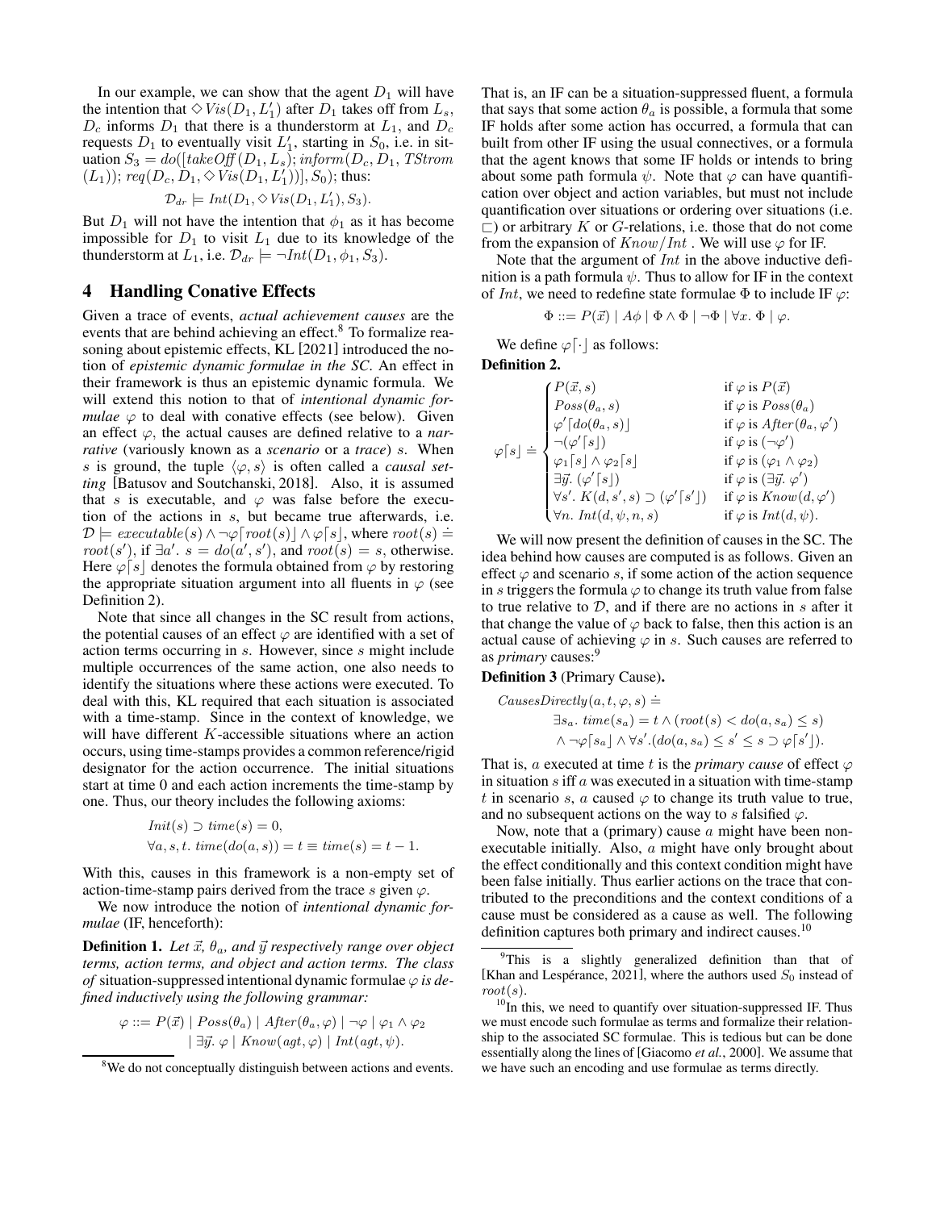In our example, we can show that the agent $D_1$ will have the intention that $\diamond Vis(D_1, L_1')$ after $D_1$ takes off from $L_s$, $D_c$ informs $D_1$ that there is a thunderstorm at $L_1$, and $D_c$ requests $D_1$ to eventually visit $L_1'$, starting in $S_0$, i.e. in situation $S_3 = do([takeOff(D_1, L_s); inform(D_c, D_1, TStrom(L_1)); req(D_c, D_1, \diamond Vis(D_1, L_1'))], S_0)$; thus:

$$\mathcal{D}_{dr} \models Int(D_1, \diamond Vis(D_1, L_1'), S_3).$$

But $D_1$ will not have the intention that $\phi_1$ as it has become impossible for $D_1$ to visit $L_1$ due to its knowledge of the thunderstorm at $L_1$, i.e. $\mathcal{D}_{dr} \models \neg Int(D_1, \phi_1, S_3)$.

## 4 Handling Conative Effects

Given a trace of events, *actual achievement causes* are the events that are behind achieving an effect.[8] To formalize reasoning about epistemic effects, KL [2021] introduced the notion of *epistemic dynamic formulae in the SC*. An effect in their framework is thus an epistemic dynamic formula. We will extend this notion to that of *intentional dynamic formulae* $\varphi$ to deal with conative effects (see below). Given an effect $\varphi$, the actual causes are defined relative to a *narrative* (variously known as a *scenario* or a *trace*) $s$. When $s$ is ground, the tuple $\langle \varphi, s \rangle$ is often called a *causal setting* [Batusov and Soutchanski, 2018]. Also, it is assumed that $s$ is executable, and $\varphi$ was false before the execution of the actions in $s$, but became true afterwards, i.e. $\mathcal{D} \models executable(s) \wedge \neg\varphi\lceil root(s)\rfloor \wedge \varphi\lceil s\rfloor$, where $root(s) \doteq root(s')$, if $\exists a'.\ s = do(a', s')$, and $root(s) = s$, otherwise. Here $\varphi\lceil s\rfloor$ denotes the formula obtained from $\varphi$ by restoring the appropriate situation argument into all fluents in $\varphi$ (see Definition 2).

Note that since all changes in the SC result from actions, the potential causes of an effect $\varphi$ are identified with a set of action terms occurring in $s$. However, since $s$ might include multiple occurrences of the same action, one also needs to identify the situations where these actions were executed. To deal with this, KL required that each situation is associated with a time-stamp. Since in the context of knowledge, we will have different $K$-accessible situations where an action occurs, using time-stamps provides a common reference/rigid designator for the action occurrence. The initial situations start at time 0 and each action increments the time-stamp by one. Thus, our theory includes the following axioms:

$$Init(s) \supset time(s) = 0,$$
$$\forall a, s, t.\ time(do(a, s)) = t \equiv time(s) = t - 1.$$

With this, causes in this framework is a non-empty set of action-time-stamp pairs derived from the trace $s$ given $\varphi$.

We now introduce the notion of *intentional dynamic formulae* (IF, henceforth):

**Definition 1.** *Let $\vec{x}$, $\theta_a$, and $\vec{y}$ respectively range over object terms, action terms, and object and action terms. The class of* situation-suppressed intentional dynamic formulae *$\varphi$ is defined inductively using the following grammar:*

$$\varphi ::= P(\vec{x}) \mid Poss(\theta_a) \mid After(\theta_a, \varphi) \mid \neg\varphi \mid \varphi_1 \wedge \varphi_2 \mid \exists\vec{y}.\ \varphi \mid Know(agt, \varphi) \mid Int(agt, \psi).$$

That is, an IF can be a situation-suppressed fluent, a formula that says that some action $\theta_a$ is possible, a formula that some IF holds after some action has occurred, a formula that can built from other IF using the usual connectives, or a formula that the agent knows that some IF holds or intends to bring about some path formula $\psi$. Note that $\varphi$ can have quantification over object and action variables, but must not include quantification over situations or ordering over situations (i.e. $\sqsubset$) or arbitrary $K$ or $G$-relations, i.e. those that do not come from the expansion of $Know/Int$. We will use $\varphi$ for IF.

Note that the argument of $Int$ in the above inductive definition is a path formula $\psi$. Thus to allow for IF in the context of $Int$, we need to redefine state formulae $\Phi$ to include IF $\varphi$:

$$\Phi ::= P(\vec{x}) \mid A\phi \mid \Phi \wedge \Phi \mid \neg\Phi \mid \forall x.\ \Phi \mid \varphi.$$

We define $\varphi\lceil\cdot\rfloor$ as follows:

**Definition 2.**

$$\varphi\lceil s\rfloor \doteq \begin{cases} P(\vec{x}, s) & \text{if } \varphi \text{ is } P(\vec{x}) \\ Poss(\theta_a, s) & \text{if } \varphi \text{ is } Poss(\theta_a) \\ \varphi'\lceil do(\theta_a, s)\rfloor & \text{if } \varphi \text{ is } After(\theta_a, \varphi') \\ \neg(\varphi'\lceil s\rfloor) & \text{if } \varphi \text{ is } (\neg\varphi') \\ \varphi_1\lceil s\rfloor \wedge \varphi_2\lceil s\rfloor & \text{if } \varphi \text{ is } (\varphi_1 \wedge \varphi_2) \\ \exists\vec{y}.\ (\varphi'\lceil s\rfloor) & \text{if } \varphi \text{ is } (\exists\vec{y}.\ \varphi') \\ \forall s'.\ K(d, s', s) \supset (\varphi'\lceil s'\rfloor) & \text{if } \varphi \text{ is } Know(d, \varphi') \\ \forall n.\ Int(d, \psi, n, s) & \text{if } \varphi \text{ is } Int(d, \psi). \end{cases}$$

We will now present the definition of causes in the SC. The idea behind how causes are computed is as follows. Given an effect $\varphi$ and scenario $s$, if some action of the action sequence in $s$ triggers the formula $\varphi$ to change its truth value from false to true relative to $\mathcal{D}$, and if there are no actions in $s$ after it that change the value of $\varphi$ back to false, then this action is an actual cause of achieving $\varphi$ in $s$. Such causes are referred to as *primary* causes:[9]

**Definition 3** (Primary Cause)**.**

$$\begin{aligned} CausesDirectly(a, t, \varphi, s) \doteq\ & \\ & \exists s_a.\ time(s_a) = t \wedge (root(s) < do(a, s_a) \leq s) \\ & \wedge \neg\varphi\lceil s_a\rfloor \wedge \forall s'.(do(a, s_a) \leq s' \leq s \supset \varphi\lceil s'\rfloor). \end{aligned}$$

That is, $a$ executed at time $t$ is the *primary cause* of effect $\varphi$ in situation $s$ iff $a$ was executed in a situation with time-stamp $t$ in scenario $s$, $a$ caused $\varphi$ to change its truth value to true, and no subsequent actions on the way to $s$ falsified $\varphi$.

Now, note that a (primary) cause $a$ might have been non-executable initially. Also, $a$ might have only brought about the effect conditionally and this context condition might have been false initially. Thus earlier actions on the trace that contributed to the preconditions and the context conditions of a cause must be considered as a cause as well. The following definition captures both primary and indirect causes.[10]

---

[8] We do not conceptually distinguish between actions and events.

[9] This is a slightly generalized definition than that of [Khan and Lespérance, 2021], where the authors used $S_0$ instead of $root(s)$.

[10] In this, we need to quantify over situation-suppressed IF. Thus we must encode such formulae as terms and formalize their relationship to the associated SC formulae. This is tedious but can be done essentially along the lines of [Giacomo *et al.*, 2000]. We assume that we have such an encoding and use formulae as terms directly.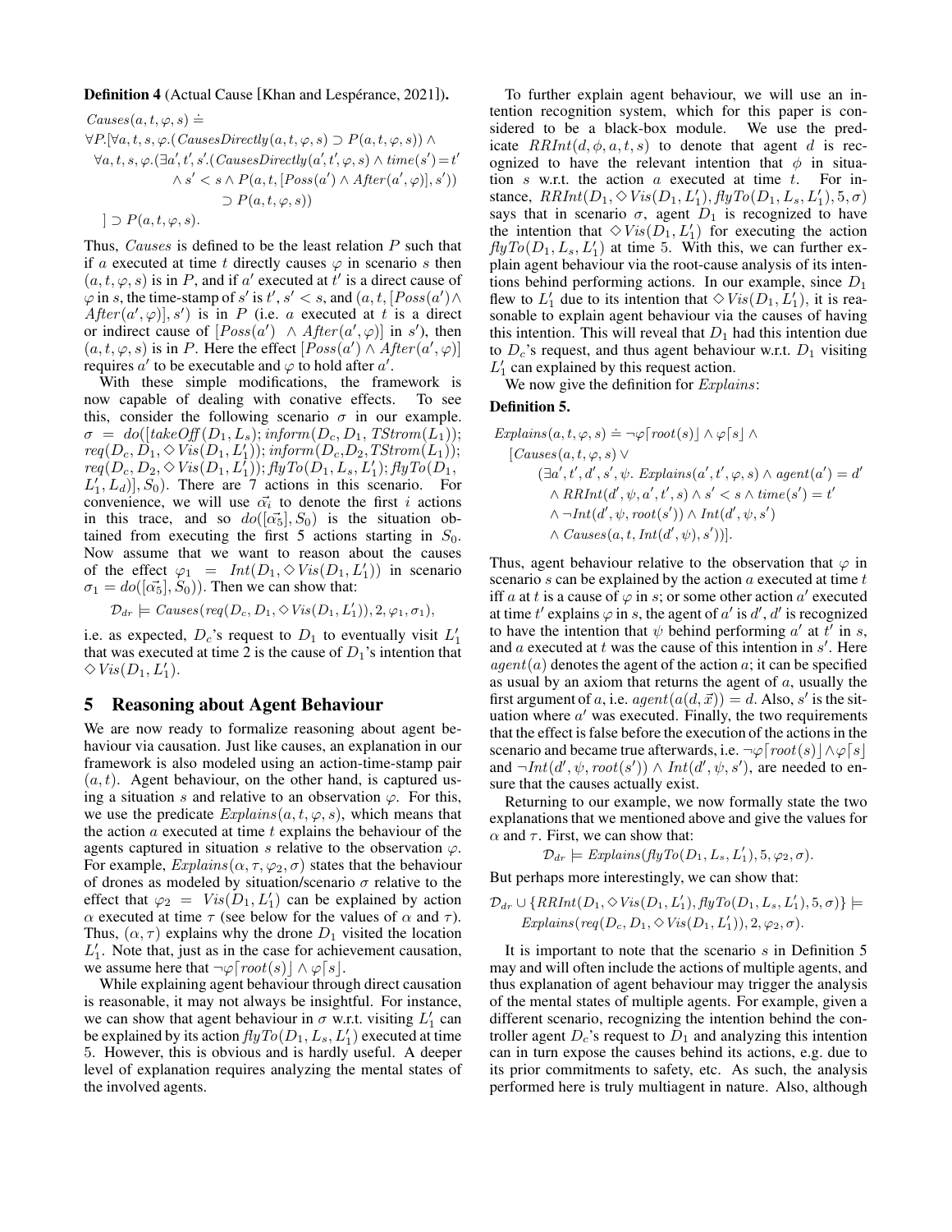**Definition 4** (Actual Cause [Khan and Lespérance, 2021]).

$$
\begin{aligned}
&Causes(a, t, \varphi, s) \doteq \\
&\forall P.[\forall a, t, s, \varphi.(CausesDirectly(a, t, \varphi, s) \supset P(a, t, \varphi, s)) \wedge \\
&\quad \forall a, t, s, \varphi.(\exists a', t', s'.(CausesDirectly(a', t', \varphi, s) \wedge time(s') = t' \\
&\qquad \wedge s' < s \wedge P(a, t, [Poss(a') \wedge After(a', \varphi)], s')) \\
&\qquad\qquad \supset P(a, t, \varphi, s)) \\
&\quad ] \supset P(a, t, \varphi, s).
\end{aligned}
$$

Thus, $Causes$ is defined to be the least relation $P$ such that if $a$ executed at time $t$ directly causes $\varphi$ in scenario $s$ then $(a, t, \varphi, s)$ is in $P$, and if $a'$ executed at $t'$ is a direct cause of $\varphi$ in $s$, the time-stamp of $s'$ is $t'$, $s' < s$, and $(a, t, [Poss(a') \wedge After(a', \varphi)], s')$ is in $P$ (i.e. $a$ executed at $t$ is a direct or indirect cause of $[Poss(a') \wedge After(a', \varphi)]$ in $s'$), then $(a, t, \varphi, s)$ is in $P$. Here the effect $[Poss(a') \wedge After(a', \varphi)]$ requires $a'$ to be executable and $\varphi$ to hold after $a'$.

With these simple modifications, the framework is now capable of dealing with conative effects. To see this, consider the following scenario $\sigma$ in our example. $\sigma = do([takeOff(D_1, L_s); inform(D_c, D_1, TStrom(L_1)); req(D_c, D_1, \diamond Vis(D_1, L_1')); inform(D_c, D_2, TStrom(L_1)); req(D_c, D_2, \diamond Vis(D_1, L_1')); flyTo(D_1, L_s, L_1'); flyTo(D_1, L_1', L_d)], S_0)$. There are 7 actions in this scenario. For convenience, we will use $\vec{\alpha_i}$ to denote the first $i$ actions in this trace, and so $do([\vec{\alpha_5}], S_0)$ is the situation obtained from executing the first 5 actions starting in $S_0$. Now assume that we want to reason about the causes of the effect $\varphi_1 = Int(D_1, \diamond Vis(D_1, L_1'))$ in scenario $\sigma_1 = do([\vec{\alpha_5}], S_0))$. Then we can show that:

$$\mathcal{D}_{dr} \models Causes(req(D_c, D_1, \diamond Vis(D_1, L_1')), 2, \varphi_1, \sigma_1),$$

i.e. as expected, $D_c$'s request to $D_1$ to eventually visit $L_1'$ that was executed at time 2 is the cause of $D_1$'s intention that $\diamond Vis(D_1, L_1')$.

## 5 Reasoning about Agent Behaviour

We are now ready to formalize reasoning about agent behaviour via causation. Just like causes, an explanation in our framework is also modeled using an action-time-stamp pair $(a, t)$. Agent behaviour, on the other hand, is captured using a situation $s$ and relative to an observation $\varphi$. For this, we use the predicate $Explains(a, t, \varphi, s)$, which means that the action $a$ executed at time $t$ explains the behaviour of the agents captured in situation $s$ relative to the observation $\varphi$. For example, $Explains(\alpha, \tau, \varphi_2, \sigma)$ states that the behaviour of drones as modeled by situation/scenario $\sigma$ relative to the effect that $\varphi_2 = Vis(D_1, L_1')$ can be explained by action $\alpha$ executed at time $\tau$ (see below for the values of $\alpha$ and $\tau$). Thus, $(\alpha, \tau)$ explains why the drone $D_1$ visited the location $L_1'$. Note that, just as in the case for achievement causation, we assume here that $\neg\varphi\lceil root(s)\rfloor \wedge \varphi\lceil s\rfloor$.

While explaining agent behaviour through direct causation is reasonable, it may not always be insightful. For instance, we can show that agent behaviour in $\sigma$ w.r.t. visiting $L_1'$ can be explained by its action $flyTo(D_1, L_s, L_1')$ executed at time 5. However, this is obvious and is hardly useful. A deeper level of explanation requires analyzing the mental states of the involved agents.

To further explain agent behaviour, we will use an intention recognition system, which for this paper is considered to be a black-box module. We use the predicate $RRInt(d, \phi, a, t, s)$ to denote that agent $d$ is recognized to have the relevant intention that $\phi$ in situation $s$ w.r.t. the action $a$ executed at time $t$. For instance, $RRInt(D_1, \diamond Vis(D_1, L_1'), flyTo(D_1, L_s, L_1'), 5, \sigma)$ says that in scenario $\sigma$, agent $D_1$ is recognized to have the intention that $\diamond Vis(D_1, L_1')$ for executing the action $flyTo(D_1, L_s, L_1')$ at time 5. With this, we can further explain agent behaviour via the root-cause analysis of its intentions behind performing actions. In our example, since $D_1$ flew to $L_1'$ due to its intention that $\diamond Vis(D_1, L_1')$, it is reasonable to explain agent behaviour via the causes of having this intention. This will reveal that $D_1$ had this intention due to $D_c$'s request, and thus agent behaviour w.r.t. $D_1$ visiting $L_1'$ can explained by this request action.

We now give the definition for $Explains$:

**Definition 5.**

$$
\begin{aligned}
&Explains(a, t, \varphi, s) \doteq \neg\varphi\lceil root(s)\rfloor \wedge \varphi\lceil s\rfloor \wedge \\
&\quad [Causes(a, t, \varphi, s) \vee \\
&\qquad (\exists a', t', d', s', \psi.\ Explains(a', t', \varphi, s) \wedge agent(a') = d' \\
&\qquad \wedge RRInt(d', \psi, a', t', s) \wedge s' < s \wedge time(s') = t' \\
&\qquad \wedge \neg Int(d', \psi, root(s')) \wedge Int(d', \psi, s') \\
&\qquad \wedge Causes(a, t, Int(d', \psi), s'))].
\end{aligned}
$$

Thus, agent behaviour relative to the observation that $\varphi$ in scenario $s$ can be explained by the action $a$ executed at time $t$ iff $a$ at $t$ is a cause of $\varphi$ in $s$; or some other action $a'$ executed at time $t'$ explains $\varphi$ in $s$, the agent of $a'$ is $d'$, $d'$ is recognized to have the intention that $\psi$ behind performing $a'$ at $t'$ in $s$, and $a$ executed at $t$ was the cause of this intention in $s'$. Here $agent(a)$ denotes the agent of the action $a$; it can be specified as usual by an axiom that returns the agent of $a$, usually the first argument of $a$, i.e. $agent(a(d, \vec{x})) = d$. Also, $s'$ is the situation where $a'$ was executed. Finally, the two requirements that the effect is false before the execution of the actions in the scenario and became true afterwards, i.e. $\neg\varphi\lceil root(s)\rfloor \wedge \varphi\lceil s\rfloor$ and $\neg Int(d', \psi, root(s')) \wedge Int(d', \psi, s')$, are needed to ensure that the causes actually exist.

Returning to our example, we now formally state the two explanations that we mentioned above and give the values for $\alpha$ and $\tau$. First, we can show that:

$$\mathcal{D}_{dr} \models Explains(flyTo(D_1, L_s, L_1'), 5, \varphi_2, \sigma).$$

But perhaps more interestingly, we can show that:

$$
\begin{aligned}
&\mathcal{D}_{dr} \cup \{RRInt(D_1, \diamond Vis(D_1, L_1'), flyTo(D_1, L_s, L_1'), 5, \sigma)\} \models \\
&\quad Explains(req(D_c, D_1, \diamond Vis(D_1, L_1')), 2, \varphi_2, \sigma).
\end{aligned}
$$

It is important to note that the scenario $s$ in Definition 5 may and will often include the actions of multiple agents, and thus explanation of agent behaviour may trigger the analysis of the mental states of multiple agents. For example, given a different scenario, recognizing the intention behind the controller agent $D_c$'s request to $D_1$ and analyzing this intention can in turn expose the causes behind its actions, e.g. due to its prior commitments to safety, etc. As such, the analysis performed here is truly multiagent in nature. Also, although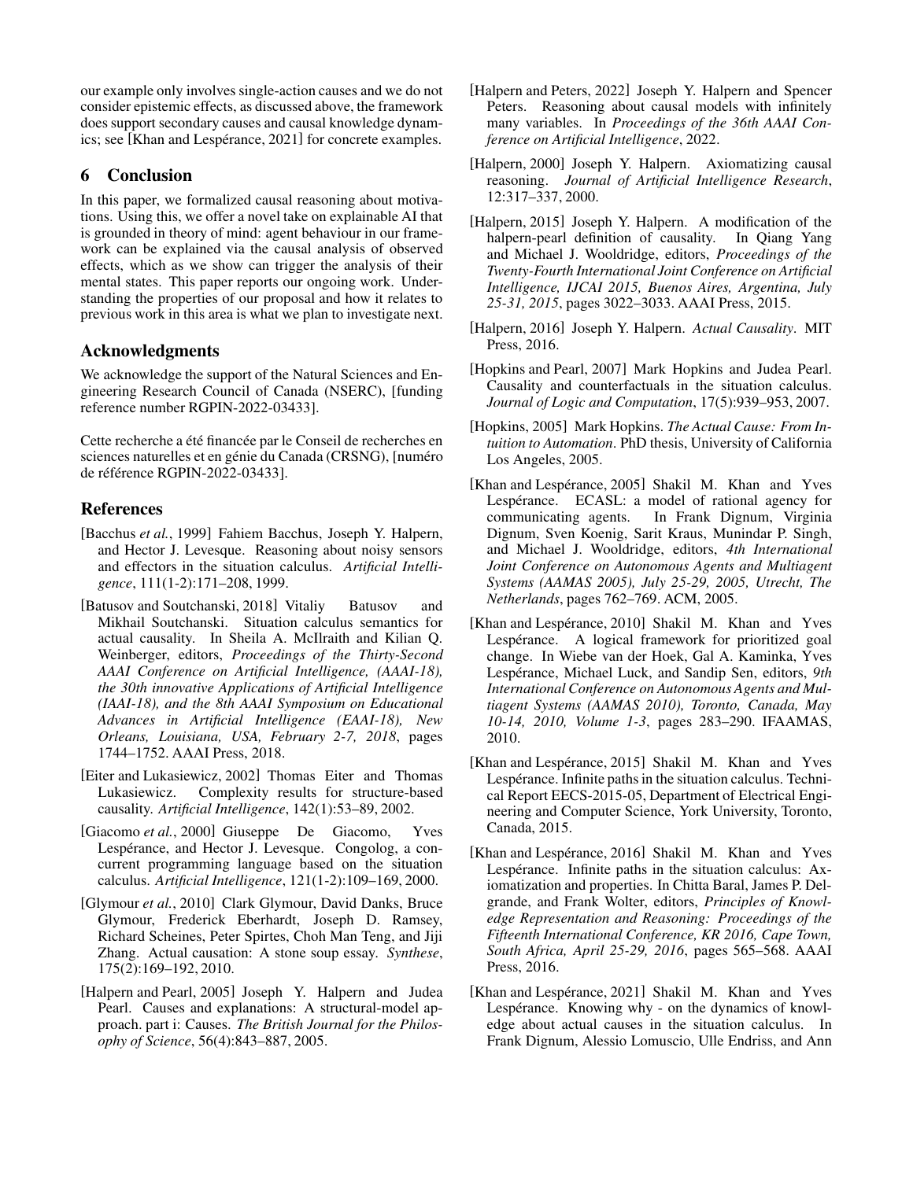our example only involves single-action causes and we do not consider epistemic effects, as discussed above, the framework does support secondary causes and causal knowledge dynamics; see [Khan and Lespérance, 2021] for concrete examples.

## 6 Conclusion

In this paper, we formalized causal reasoning about motivations. Using this, we offer a novel take on explainable AI that is grounded in theory of mind: agent behaviour in our framework can be explained via the causal analysis of observed effects, which as we show can trigger the analysis of their mental states. This paper reports our ongoing work. Understanding the properties of our proposal and how it relates to previous work in this area is what we plan to investigate next.

## Acknowledgments

We acknowledge the support of the Natural Sciences and Engineering Research Council of Canada (NSERC), [funding reference number RGPIN-2022-03433].

Cette recherche a été financée par le Conseil de recherches en sciences naturelles et en génie du Canada (CRSNG), [numéro de référence RGPIN-2022-03433].

## References

[Bacchus *et al.*, 1999] Fahiem Bacchus, Joseph Y. Halpern, and Hector J. Levesque. Reasoning about noisy sensors and effectors in the situation calculus. *Artificial Intelligence*, 111(1-2):171–208, 1999.

[Batusov and Soutchanski, 2018] Vitaliy Batusov and Mikhail Soutchanski. Situation calculus semantics for actual causality. In Sheila A. McIlraith and Kilian Q. Weinberger, editors, *Proceedings of the Thirty-Second AAAI Conference on Artificial Intelligence, (AAAI-18), the 30th innovative Applications of Artificial Intelligence (IAAI-18), and the 8th AAAI Symposium on Educational Advances in Artificial Intelligence (EAAI-18), New Orleans, Louisiana, USA, February 2-7, 2018*, pages 1744–1752. AAAI Press, 2018.

[Eiter and Lukasiewicz, 2002] Thomas Eiter and Thomas Lukasiewicz. Complexity results for structure-based causality. *Artificial Intelligence*, 142(1):53–89, 2002.

[Giacomo *et al.*, 2000] Giuseppe De Giacomo, Yves Lespérance, and Hector J. Levesque. Congolog, a concurrent programming language based on the situation calculus. *Artificial Intelligence*, 121(1-2):109–169, 2000.

[Glymour *et al.*, 2010] Clark Glymour, David Danks, Bruce Glymour, Frederick Eberhardt, Joseph D. Ramsey, Richard Scheines, Peter Spirtes, Choh Man Teng, and Jiji Zhang. Actual causation: A stone soup essay. *Synthese*, 175(2):169–192, 2010.

[Halpern and Pearl, 2005] Joseph Y. Halpern and Judea Pearl. Causes and explanations: A structural-model approach. part i: Causes. *The British Journal for the Philosophy of Science*, 56(4):843–887, 2005.

[Halpern and Peters, 2022] Joseph Y. Halpern and Spencer Peters. Reasoning about causal models with infinitely many variables. In *Proceedings of the 36th AAAI Conference on Artificial Intelligence*, 2022.

[Halpern, 2000] Joseph Y. Halpern. Axiomatizing causal reasoning. *Journal of Artificial Intelligence Research*, 12:317–337, 2000.

[Halpern, 2015] Joseph Y. Halpern. A modification of the halpern-pearl definition of causality. In Qiang Yang and Michael J. Wooldridge, editors, *Proceedings of the Twenty-Fourth International Joint Conference on Artificial Intelligence, IJCAI 2015, Buenos Aires, Argentina, July 25-31, 2015*, pages 3022–3033. AAAI Press, 2015.

[Halpern, 2016] Joseph Y. Halpern. *Actual Causality*. MIT Press, 2016.

[Hopkins and Pearl, 2007] Mark Hopkins and Judea Pearl. Causality and counterfactuals in the situation calculus. *Journal of Logic and Computation*, 17(5):939–953, 2007.

[Hopkins, 2005] Mark Hopkins. *The Actual Cause: From Intuition to Automation*. PhD thesis, University of California Los Angeles, 2005.

[Khan and Lespérance, 2005] Shakil M. Khan and Yves Lespérance. ECASL: a model of rational agency for communicating agents. In Frank Dignum, Virginia Dignum, Sven Koenig, Sarit Kraus, Munindar P. Singh, and Michael J. Wooldridge, editors, *4th International Joint Conference on Autonomous Agents and Multiagent Systems (AAMAS 2005), July 25-29, 2005, Utrecht, The Netherlands*, pages 762–769. ACM, 2005.

[Khan and Lespérance, 2010] Shakil M. Khan and Yves Lespérance. A logical framework for prioritized goal change. In Wiebe van der Hoek, Gal A. Kaminka, Yves Lespérance, Michael Luck, and Sandip Sen, editors, *9th International Conference on Autonomous Agents and Multiagent Systems (AAMAS 2010), Toronto, Canada, May 10-14, 2010, Volume 1-3*, pages 283–290. IFAAMAS, 2010.

[Khan and Lespérance, 2015] Shakil M. Khan and Yves Lespérance. Infinite paths in the situation calculus. Technical Report EECS-2015-05, Department of Electrical Engineering and Computer Science, York University, Toronto, Canada, 2015.

[Khan and Lespérance, 2016] Shakil M. Khan and Yves Lespérance. Infinite paths in the situation calculus: Axiomatization and properties. In Chitta Baral, James P. Delgrande, and Frank Wolter, editors, *Principles of Knowledge Representation and Reasoning: Proceedings of the Fifteenth International Conference, KR 2016, Cape Town, South Africa, April 25-29, 2016*, pages 565–568. AAAI Press, 2016.

[Khan and Lespérance, 2021] Shakil M. Khan and Yves Lespérance. Knowing why - on the dynamics of knowledge about actual causes in the situation calculus. In Frank Dignum, Alessio Lomuscio, Ulle Endriss, and Ann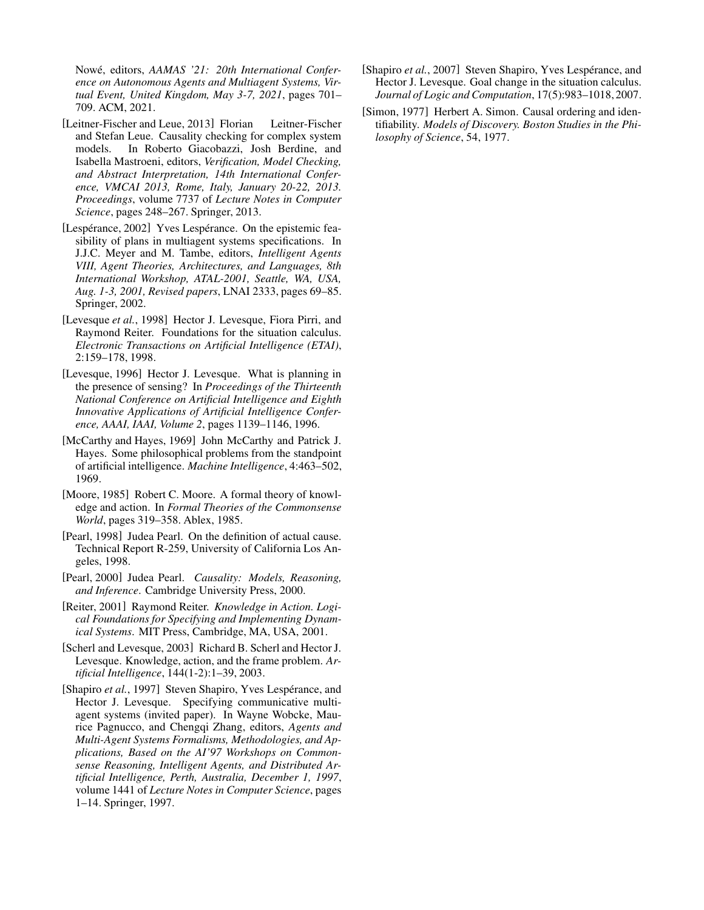Nowé, editors, *AAMAS '21: 20th International Conference on Autonomous Agents and Multiagent Systems, Virtual Event, United Kingdom, May 3-7, 2021*, pages 701–709. ACM, 2021.

[Leitner-Fischer and Leue, 2013] Florian Leitner-Fischer and Stefan Leue. Causality checking for complex system models. In Roberto Giacobazzi, Josh Berdine, and Isabella Mastroeni, editors, *Verification, Model Checking, and Abstract Interpretation, 14th International Conference, VMCAI 2013, Rome, Italy, January 20-22, 2013. Proceedings*, volume 7737 of *Lecture Notes in Computer Science*, pages 248–267. Springer, 2013.

[Lespérance, 2002] Yves Lespérance. On the epistemic feasibility of plans in multiagent systems specifications. In J.J.C. Meyer and M. Tambe, editors, *Intelligent Agents VIII, Agent Theories, Architectures, and Languages, 8th International Workshop, ATAL-2001, Seattle, WA, USA, Aug. 1-3, 2001, Revised papers*, LNAI 2333, pages 69–85. Springer, 2002.

[Levesque *et al.*, 1998] Hector J. Levesque, Fiora Pirri, and Raymond Reiter. Foundations for the situation calculus. *Electronic Transactions on Artificial Intelligence (ETAI)*, 2:159–178, 1998.

[Levesque, 1996] Hector J. Levesque. What is planning in the presence of sensing? In *Proceedings of the Thirteenth National Conference on Artificial Intelligence and Eighth Innovative Applications of Artificial Intelligence Conference, AAAI, IAAI, Volume 2*, pages 1139–1146, 1996.

[McCarthy and Hayes, 1969] John McCarthy and Patrick J. Hayes. Some philosophical problems from the standpoint of artificial intelligence. *Machine Intelligence*, 4:463–502, 1969.

[Moore, 1985] Robert C. Moore. A formal theory of knowledge and action. In *Formal Theories of the Commonsense World*, pages 319–358. Ablex, 1985.

[Pearl, 1998] Judea Pearl. On the definition of actual cause. Technical Report R-259, University of California Los Angeles, 1998.

[Pearl, 2000] Judea Pearl. *Causality: Models, Reasoning, and Inference*. Cambridge University Press, 2000.

[Reiter, 2001] Raymond Reiter. *Knowledge in Action. Logical Foundations for Specifying and Implementing Dynamical Systems*. MIT Press, Cambridge, MA, USA, 2001.

[Scherl and Levesque, 2003] Richard B. Scherl and Hector J. Levesque. Knowledge, action, and the frame problem. *Artificial Intelligence*, 144(1-2):1–39, 2003.

[Shapiro *et al.*, 1997] Steven Shapiro, Yves Lespérance, and Hector J. Levesque. Specifying communicative multiagent systems (invited paper). In Wayne Wobcke, Maurice Pagnucco, and Chengqi Zhang, editors, *Agents and Multi-Agent Systems Formalisms, Methodologies, and Applications, Based on the AI'97 Workshops on Commonsense Reasoning, Intelligent Agents, and Distributed Artificial Intelligence, Perth, Australia, December 1, 1997*, volume 1441 of *Lecture Notes in Computer Science*, pages 1–14. Springer, 1997.

[Shapiro *et al.*, 2007] Steven Shapiro, Yves Lespérance, and Hector J. Levesque. Goal change in the situation calculus. *Journal of Logic and Computation*, 17(5):983–1018, 2007.

[Simon, 1977] Herbert A. Simon. Causal ordering and identifiability. *Models of Discovery. Boston Studies in the Philosophy of Science*, 54, 1977.